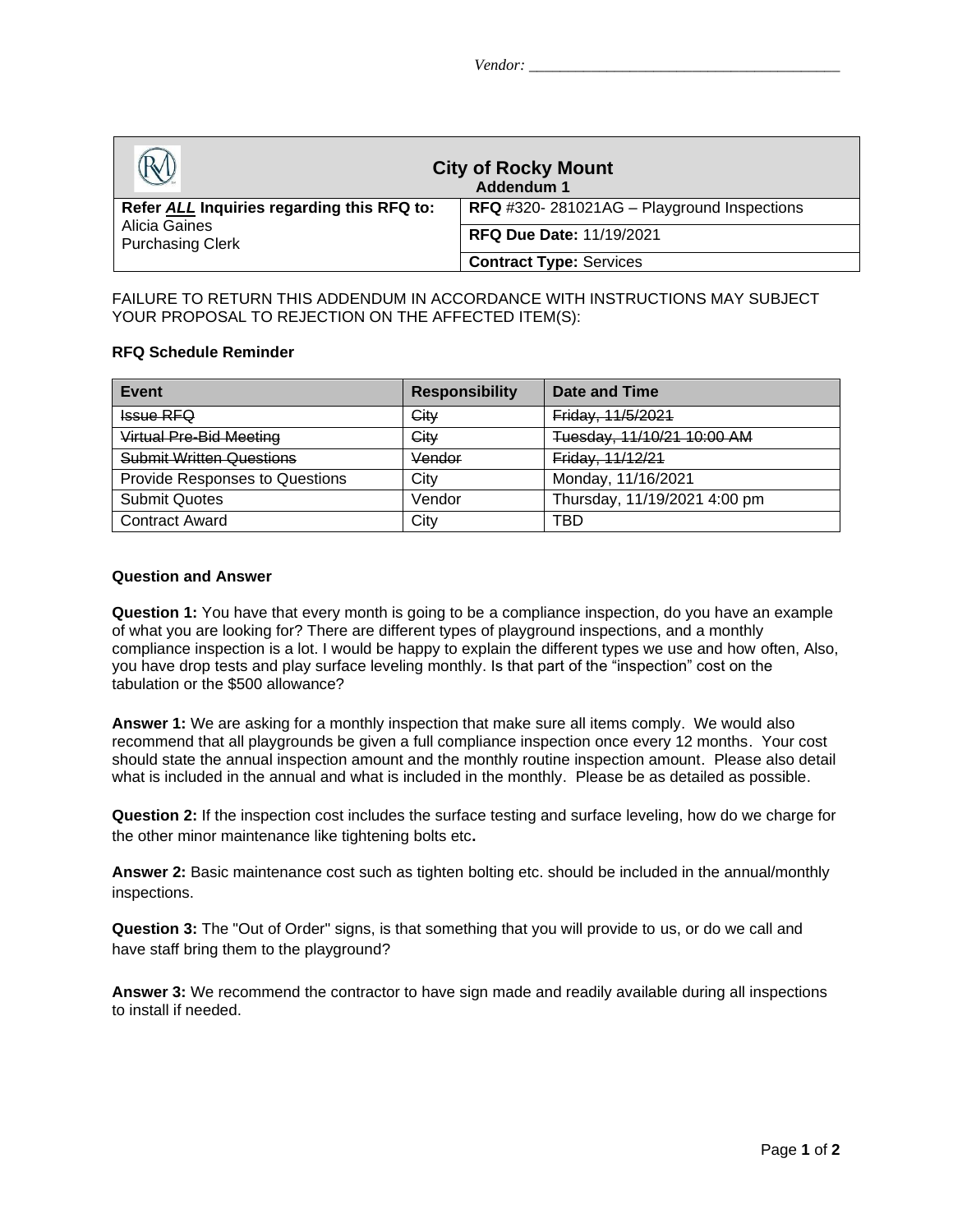Vendor: ________________________________________

| City of Rocky Mount<br>Addendum 1 | |
|---|---|
| **Refer *ALL* Inquiries regarding this RFQ to:**<br>Alicia Gaines<br>Purchasing Clerk | **RFQ** #320- 281021AG – Playground Inspections |
| | **RFQ Due Date:** 11/19/2021 |
| | **Contract Type:** Services |

FAILURE TO RETURN THIS ADDENDUM IN ACCORDANCE WITH INSTRUCTIONS MAY SUBJECT YOUR PROPOSAL TO REJECTION ON THE AFFECTED ITEM(S):

**RFQ Schedule Reminder**

| Event | Responsibility | Date and Time |
|---|---|---|
| ~~Issue RFQ~~ | ~~City~~ | ~~Friday, 11/5/2021~~ |
| ~~Virtual Pre-Bid Meeting~~ | ~~City~~ | ~~Tuesday, 11/10/21 10:00 AM~~ |
| ~~Submit Written Questions~~ | ~~Vendor~~ | ~~Friday, 11/12/21~~ |
| Provide Responses to Questions | City | Monday, 11/16/2021 |
| Submit Quotes | Vendor | Thursday, 11/19/2021 4:00 pm |
| Contract Award | City | TBD |

**Question and Answer**

**Question 1:** You have that every month is going to be a compliance inspection, do you have an example of what you are looking for? There are different types of playground inspections, and a monthly compliance inspection is a lot. I would be happy to explain the different types we use and how often, Also, you have drop tests and play surface leveling monthly. Is that part of the "inspection" cost on the tabulation or the $500 allowance?

**Answer 1:** We are asking for a monthly inspection that make sure all items comply. We would also recommend that all playgrounds be given a full compliance inspection once every 12 months. Your cost should state the annual inspection amount and the monthly routine inspection amount. Please also detail what is included in the annual and what is included in the monthly. Please be as detailed as possible.

**Question 2:** If the inspection cost includes the surface testing and surface leveling, how do we charge for the other minor maintenance like tightening bolts etc**.**

**Answer 2:** Basic maintenance cost such as tighten bolting etc. should be included in the annual/monthly inspections.

**Question 3:** The "Out of Order" signs, is that something that you will provide to us, or do we call and have staff bring them to the playground?

**Answer 3:** We recommend the contractor to have sign made and readily available during all inspections to install if needed.